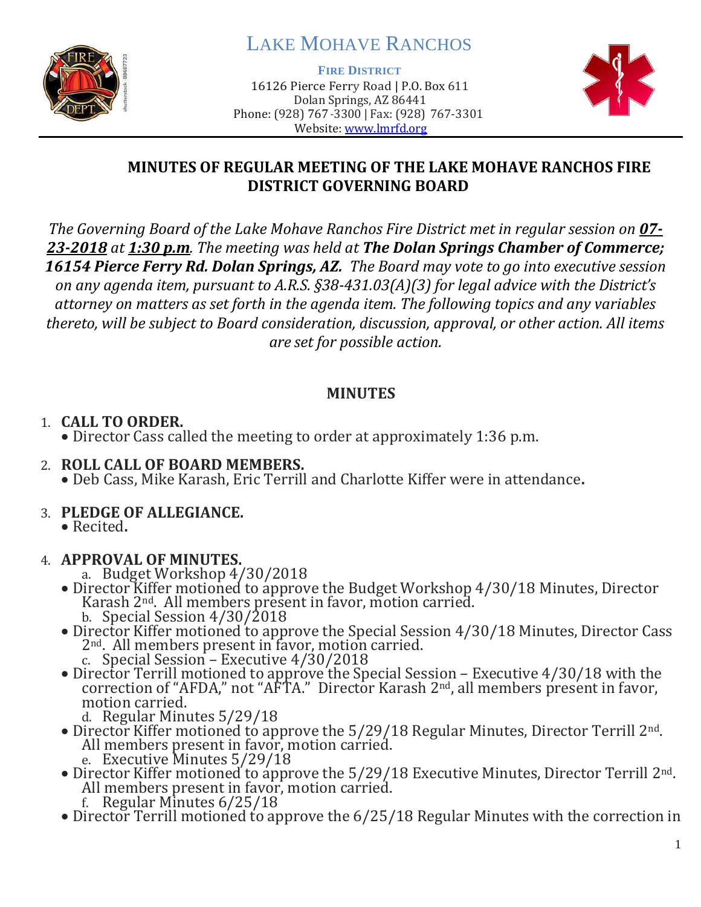# LAKE MOHAVE RANCHOS

**FIRE DISTRICT**
16126 Pierce Ferry Road | P.O. Box 611
Dolan Springs, AZ 86441
Phone: (928) 767-3300 | Fax: (928) 767-3301
Website: www.lmrfd.org

## MINUTES OF REGULAR MEETING OF THE LAKE MOHAVE RANCHOS FIRE DISTRICT GOVERNING BOARD

*The Governing Board of the Lake Mohave Ranchos Fire District met in regular session on **07-23-2018** at **1:30 p.m**. The meeting was held at **The Dolan Springs Chamber of Commerce; 16154 Pierce Ferry Rd. Dolan Springs, AZ.** The Board may vote to go into executive session on any agenda item, pursuant to A.R.S. §38-431.03(A)(3) for legal advice with the District's attorney on matters as set forth in the agenda item. The following topics and any variables thereto, will be subject to Board consideration, discussion, approval, or other action. All items are set for possible action.*

## MINUTES

1. **CALL TO ORDER.**
   - Director Cass called the meeting to order at approximately 1:36 p.m.
2. **ROLL CALL OF BOARD MEMBERS.**
   - Deb Cass, Mike Karash, Eric Terrill and Charlotte Kiffer were in attendance**.**
3. **PLEDGE OF ALLEGIANCE.**
   - Recited**.**
4. **APPROVAL OF MINUTES.**
   a. Budget Workshop 4/30/2018
   - Director Kiffer motioned to approve the Budget Workshop 4/30/18 Minutes, Director Karash 2nd. All members present in favor, motion carried.

   b. Special Session 4/30/2018
   - Director Kiffer motioned to approve the Special Session 4/30/18 Minutes, Director Cass 2nd. All members present in favor, motion carried.

   c. Special Session – Executive 4/30/2018
   - Director Terrill motioned to approve the Special Session – Executive 4/30/18 with the correction of "AFDA," not "AFTA." Director Karash 2nd, all members present in favor, motion carried.

   d. Regular Minutes 5/29/18
   - Director Kiffer motioned to approve the 5/29/18 Regular Minutes, Director Terrill 2nd. All members present in favor, motion carried.

   e. Executive Minutes 5/29/18
   - Director Kiffer motioned to approve the 5/29/18 Executive Minutes, Director Terrill 2nd. All members present in favor, motion carried.

   f. Regular Minutes 6/25/18
   - Director Terrill motioned to approve the 6/25/18 Regular Minutes with the correction in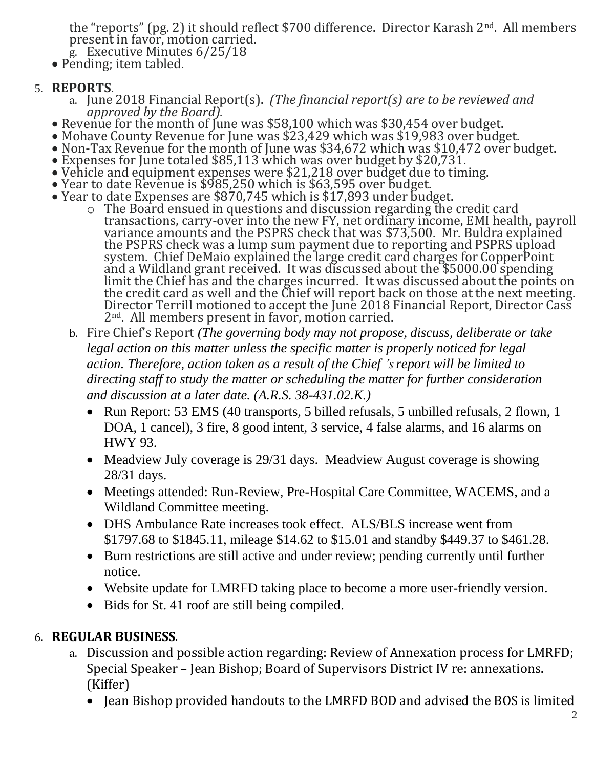the "reports" (pg. 2) it should reflect $700 difference. Director Karash 2nd. All members present in favor, motion carried.

g. Executive Minutes 6/25/18

- Pending; item tabled.

5. **REPORTS**.
   a. June 2018 Financial Report(s). *(The financial report(s) are to be reviewed and approved by the Board).*
   - Revenue for the month of June was $58,100 which was $30,454 over budget.
   - Mohave County Revenue for June was $23,429 which was $19,983 over budget.
   - Non-Tax Revenue for the month of June was $34,672 which was $10,472 over budget.
   - Expenses for June totaled $85,113 which was over budget by $20,731.
   - Vehicle and equipment expenses were $21,218 over budget due to timing.
   - Year to date Revenue is $985,250 which is $63,595 over budget.
   - Year to date Expenses are $870,745 which is $17,893 under budget.
     - The Board ensued in questions and discussion regarding the credit card transactions, carry-over into the new FY, net ordinary income, EMI health, payroll variance amounts and the PSPRS check that was $73,500. Mr. Buldra explained the PSPRS check was a lump sum payment due to reporting and PSPRS upload system. Chief DeMaio explained the large credit card charges for CopperPoint and a Wildland grant received. It was discussed about the $5000.00 spending limit the Chief has and the charges incurred. It was discussed about the points on the credit card as well and the Chief will report back on those at the next meeting. Director Terrill motioned to accept the June 2018 Financial Report, Director Cass 2nd. All members present in favor, motion carried.

   b. Fire Chief's Report *(The governing body may not propose, discuss, deliberate or take legal action on this matter unless the specific matter is properly noticed for legal action. Therefore, action taken as a result of the Chief 's report will be limited to directing staff to study the matter or scheduling the matter for further consideration and discussion at a later date. (A.R.S. 38-431.02.K.)*
   - Run Report: 53 EMS (40 transports, 5 billed refusals, 5 unbilled refusals, 2 flown, 1 DOA, 1 cancel), 3 fire, 8 good intent, 3 service, 4 false alarms, and 16 alarms on HWY 93.
   - Meadview July coverage is 29/31 days. Meadview August coverage is showing 28/31 days.
   - Meetings attended: Run-Review, Pre-Hospital Care Committee, WACEMS, and a Wildland Committee meeting.
   - DHS Ambulance Rate increases took effect. ALS/BLS increase went from $1797.68 to $1845.11, mileage $14.62 to $15.01 and standby $449.37 to $461.28.
   - Burn restrictions are still active and under review; pending currently until further notice.
   - Website update for LMRFD taking place to become a more user-friendly version.
   - Bids for St. 41 roof are still being compiled.

6. **REGULAR BUSINESS**.
   a. Discussion and possible action regarding: Review of Annexation process for LMRFD; Special Speaker – Jean Bishop; Board of Supervisors District IV re: annexations. (Kiffer)
   - Jean Bishop provided handouts to the LMRFD BOD and advised the BOS is limited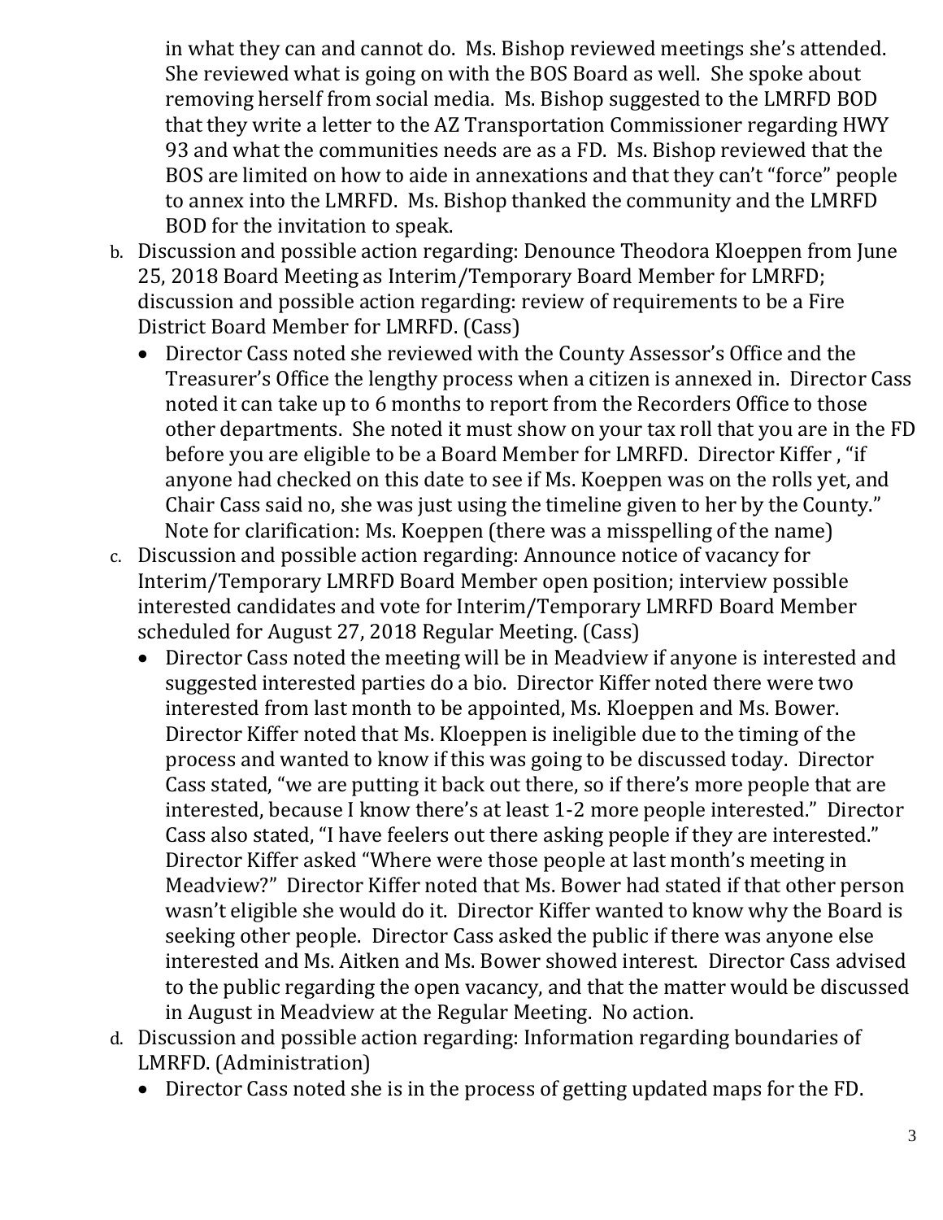in what they can and cannot do. Ms. Bishop reviewed meetings she's attended. She reviewed what is going on with the BOS Board as well. She spoke about removing herself from social media. Ms. Bishop suggested to the LMRFD BOD that they write a letter to the AZ Transportation Commissioner regarding HWY 93 and what the communities needs are as a FD. Ms. Bishop reviewed that the BOS are limited on how to aide in annexations and that they can't "force" people to annex into the LMRFD. Ms. Bishop thanked the community and the LMRFD BOD for the invitation to speak.

b. Discussion and possible action regarding: Denounce Theodora Kloeppen from June 25, 2018 Board Meeting as Interim/Temporary Board Member for LMRFD; discussion and possible action regarding: review of requirements to be a Fire District Board Member for LMRFD. (Cass)
   - Director Cass noted she reviewed with the County Assessor's Office and the Treasurer's Office the lengthy process when a citizen is annexed in. Director Cass noted it can take up to 6 months to report from the Recorders Office to those other departments. She noted it must show on your tax roll that you are in the FD before you are eligible to be a Board Member for LMRFD. Director Kiffer , "if anyone had checked on this date to see if Ms. Koeppen was on the rolls yet, and Chair Cass said no, she was just using the timeline given to her by the County."

   Note for clarification: Ms. Koeppen (there was a misspelling of the name)

c. Discussion and possible action regarding: Announce notice of vacancy for Interim/Temporary LMRFD Board Member open position; interview possible interested candidates and vote for Interim/Temporary LMRFD Board Member scheduled for August 27, 2018 Regular Meeting. (Cass)
   - Director Cass noted the meeting will be in Meadview if anyone is interested and suggested interested parties do a bio. Director Kiffer noted there were two interested from last month to be appointed, Ms. Kloeppen and Ms. Bower. Director Kiffer noted that Ms. Kloeppen is ineligible due to the timing of the process and wanted to know if this was going to be discussed today. Director Cass stated, "we are putting it back out there, so if there's more people that are interested, because I know there's at least 1-2 more people interested." Director Cass also stated, "I have feelers out there asking people if they are interested." Director Kiffer asked "Where were those people at last month's meeting in Meadview?" Director Kiffer noted that Ms. Bower had stated if that other person wasn't eligible she would do it. Director Kiffer wanted to know why the Board is seeking other people. Director Cass asked the public if there was anyone else interested and Ms. Aitken and Ms. Bower showed interest. Director Cass advised to the public regarding the open vacancy, and that the matter would be discussed in August in Meadview at the Regular Meeting. No action.

d. Discussion and possible action regarding: Information regarding boundaries of LMRFD. (Administration)
   - Director Cass noted she is in the process of getting updated maps for the FD.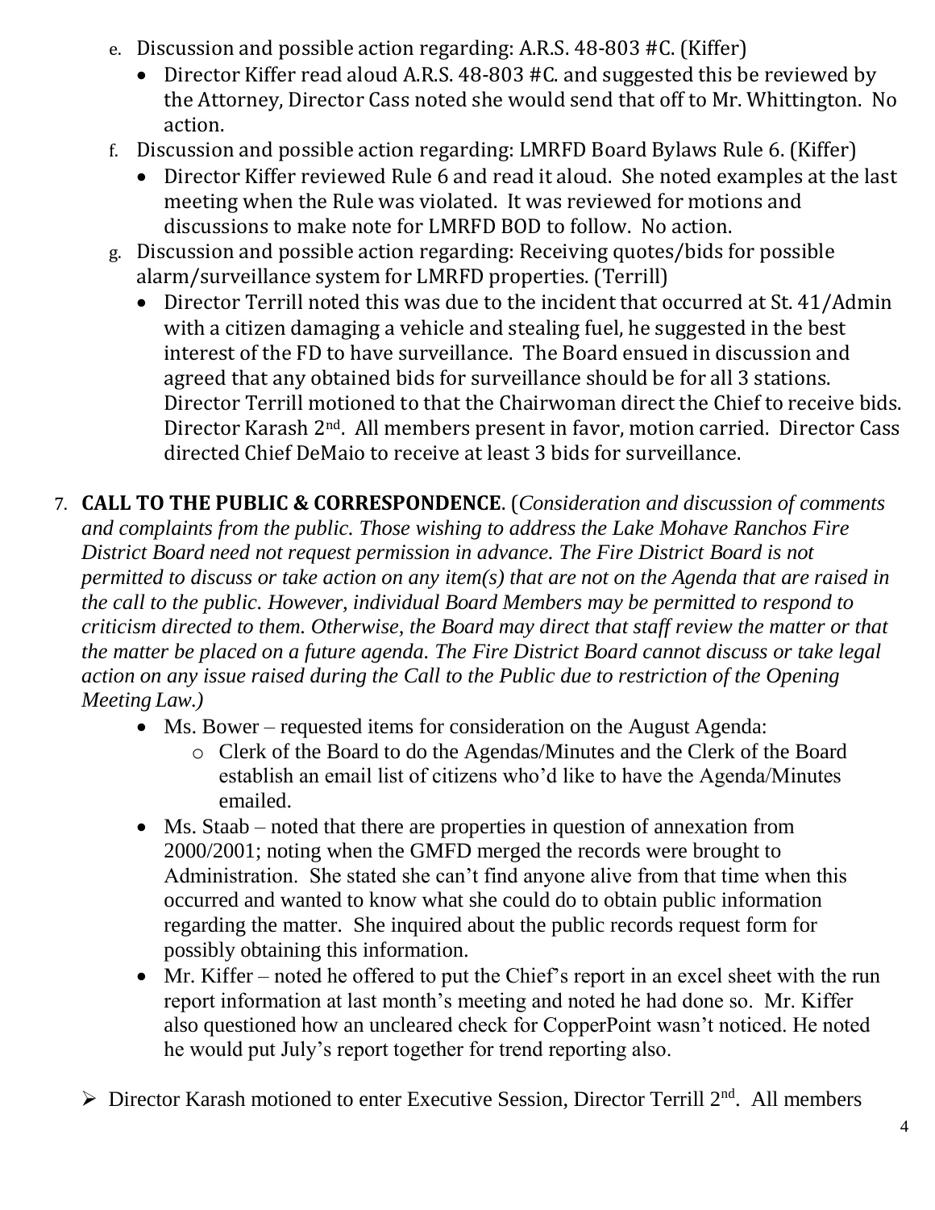e. Discussion and possible action regarding: A.R.S. 48-803 #C. (Kiffer)
   - Director Kiffer read aloud A.R.S. 48-803 #C. and suggested this be reviewed by the Attorney, Director Cass noted she would send that off to Mr. Whittington. No action.

f. Discussion and possible action regarding: LMRFD Board Bylaws Rule 6. (Kiffer)
   - Director Kiffer reviewed Rule 6 and read it aloud. She noted examples at the last meeting when the Rule was violated. It was reviewed for motions and discussions to make note for LMRFD BOD to follow. No action.

g. Discussion and possible action regarding: Receiving quotes/bids for possible alarm/surveillance system for LMRFD properties. (Terrill)
   - Director Terrill noted this was due to the incident that occurred at St. 41/Admin with a citizen damaging a vehicle and stealing fuel, he suggested in the best interest of the FD to have surveillance. The Board ensued in discussion and agreed that any obtained bids for surveillance should be for all 3 stations. Director Terrill motioned to that the Chairwoman direct the Chief to receive bids. Director Karash 2nd. All members present in favor, motion carried. Director Cass directed Chief DeMaio to receive at least 3 bids for surveillance.

7. **CALL TO THE PUBLIC & CORRESPONDENCE**. (*Consideration and discussion of comments and complaints from the public. Those wishing to address the Lake Mohave Ranchos Fire District Board need not request permission in advance. The Fire District Board is not permitted to discuss or take action on any item(s) that are not on the Agenda that are raised in the call to the public. However, individual Board Members may be permitted to respond to criticism directed to them. Otherwise, the Board may direct that staff review the matter or that the matter be placed on a future agenda. The Fire District Board cannot discuss or take legal action on any issue raised during the Call to the Public due to restriction of the Opening Meeting Law.)*
   - Ms. Bower – requested items for consideration on the August Agenda:
     - Clerk of the Board to do the Agendas/Minutes and the Clerk of the Board establish an email list of citizens who'd like to have the Agenda/Minutes emailed.
   - Ms. Staab – noted that there are properties in question of annexation from 2000/2001; noting when the GMFD merged the records were brought to Administration. She stated she can't find anyone alive from that time when this occurred and wanted to know what she could do to obtain public information regarding the matter. She inquired about the public records request form for possibly obtaining this information.
   - Mr. Kiffer – noted he offered to put the Chief's report in an excel sheet with the run report information at last month's meeting and noted he had done so. Mr. Kiffer also questioned how an uncleared check for CopperPoint wasn't noticed. He noted he would put July's report together for trend reporting also.

➢ Director Karash motioned to enter Executive Session, Director Terrill 2nd. All members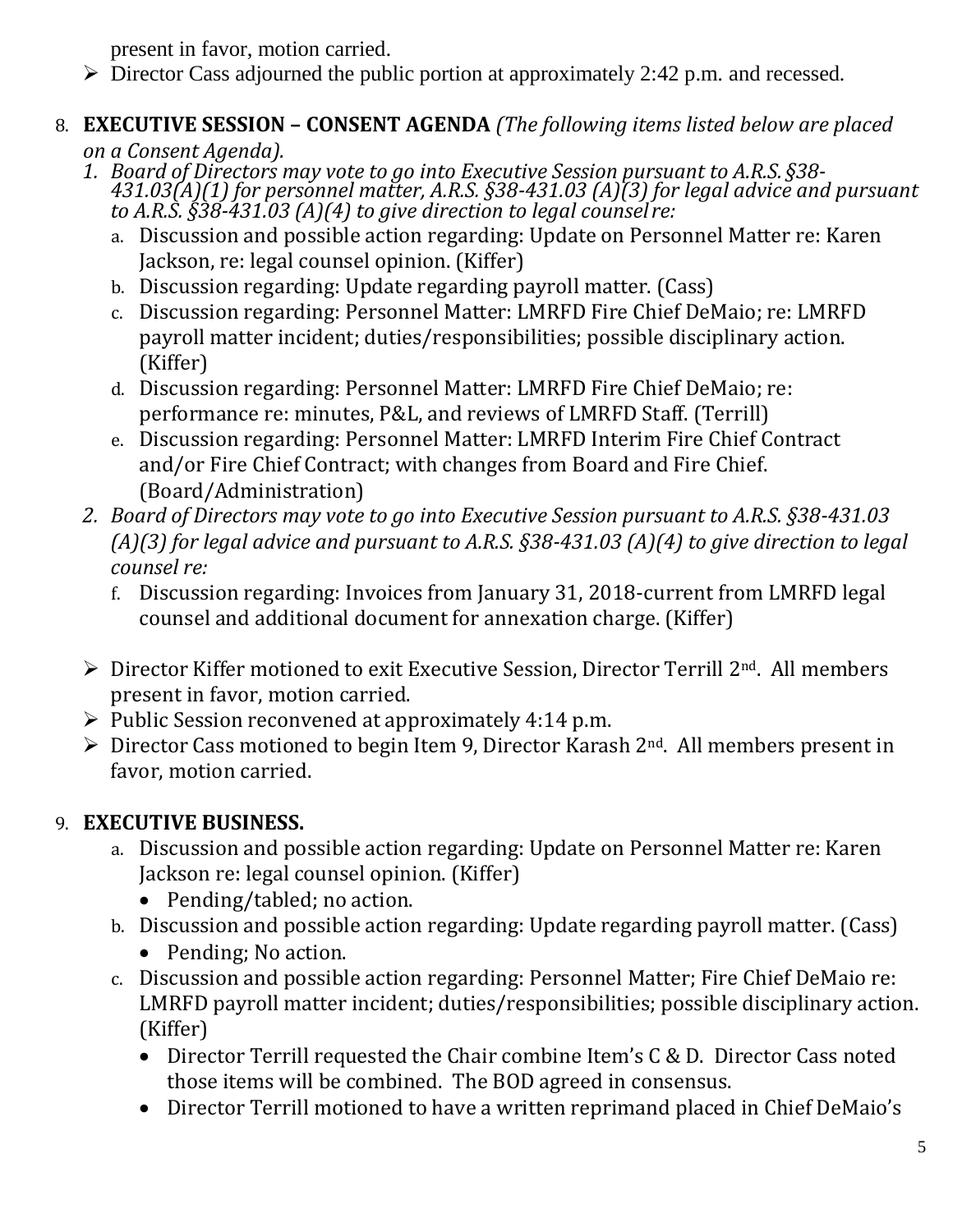present in favor, motion carried.

- Director Cass adjourned the public portion at approximately 2:42 p.m. and recessed.

8. **EXECUTIVE SESSION – CONSENT AGENDA** *(The following items listed below are placed on a Consent Agenda).*
   1. *Board of Directors may vote to go into Executive Session pursuant to A.R.S. §38-431.03(A)(1) for personnel matter, A.R.S. §38-431.03 (A)(3) for legal advice and pursuant to A.R.S. §38-431.03 (A)(4) to give direction to legal counsel re:*
      a. Discussion and possible action regarding: Update on Personnel Matter re: Karen Jackson, re: legal counsel opinion. (Kiffer)
      b. Discussion regarding: Update regarding payroll matter. (Cass)
      c. Discussion regarding: Personnel Matter: LMRFD Fire Chief DeMaio; re: LMRFD payroll matter incident; duties/responsibilities; possible disciplinary action. (Kiffer)
      d. Discussion regarding: Personnel Matter: LMRFD Fire Chief DeMaio; re: performance re: minutes, P&L, and reviews of LMRFD Staff. (Terrill)
      e. Discussion regarding: Personnel Matter: LMRFD Interim Fire Chief Contract and/or Fire Chief Contract; with changes from Board and Fire Chief. (Board/Administration)
   2. *Board of Directors may vote to go into Executive Session pursuant to A.R.S. §38-431.03 (A)(3) for legal advice and pursuant to A.R.S. §38-431.03 (A)(4) to give direction to legal counsel re:*
      f. Discussion regarding: Invoices from January 31, 2018-current from LMRFD legal counsel and additional document for annexation charge. (Kiffer)

   - Director Kiffer motioned to exit Executive Session, Director Terrill 2nd. All members present in favor, motion carried.
   - Public Session reconvened at approximately 4:14 p.m.
   - Director Cass motioned to begin Item 9, Director Karash 2nd. All members present in favor, motion carried.

9. **EXECUTIVE BUSINESS.**
   a. Discussion and possible action regarding: Update on Personnel Matter re: Karen Jackson re: legal counsel opinion. (Kiffer)
      - Pending/tabled; no action.
   
   b. Discussion and possible action regarding: Update regarding payroll matter. (Cass)
      - Pending; No action.
   
   c. Discussion and possible action regarding: Personnel Matter; Fire Chief DeMaio re: LMRFD payroll matter incident; duties/responsibilities; possible disciplinary action. (Kiffer)
      - Director Terrill requested the Chair combine Item's C & D. Director Cass noted those items will be combined. The BOD agreed in consensus.
      - Director Terrill motioned to have a written reprimand placed in Chief DeMaio's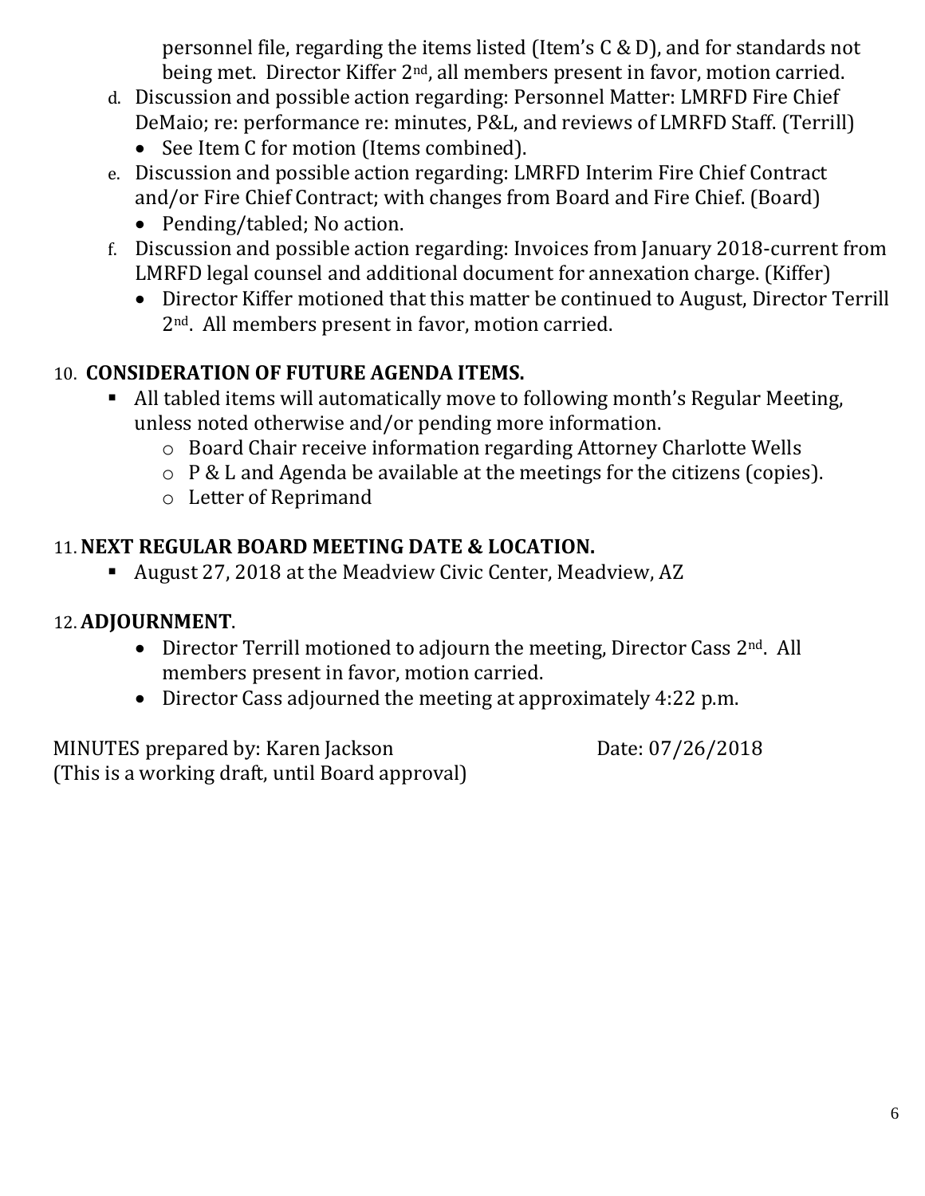personnel file, regarding the items listed (Item's C & D), and for standards not being met. Director Kiffer 2nd, all members present in favor, motion carried.

d. Discussion and possible action regarding: Personnel Matter: LMRFD Fire Chief DeMaio; re: performance re: minutes, P&L, and reviews of LMRFD Staff. (Terrill)
   - See Item C for motion (Items combined).
e. Discussion and possible action regarding: LMRFD Interim Fire Chief Contract and/or Fire Chief Contract; with changes from Board and Fire Chief. (Board)
   - Pending/tabled; No action.
f. Discussion and possible action regarding: Invoices from January 2018-current from LMRFD legal counsel and additional document for annexation charge. (Kiffer)
   - Director Kiffer motioned that this matter be continued to August, Director Terrill 2nd. All members present in favor, motion carried.

10. **CONSIDERATION OF FUTURE AGENDA ITEMS.**
   - All tabled items will automatically move to following month's Regular Meeting, unless noted otherwise and/or pending more information.
     - Board Chair receive information regarding Attorney Charlotte Wells
     - P & L and Agenda be available at the meetings for the citizens (copies).
     - Letter of Reprimand

11. **NEXT REGULAR BOARD MEETING DATE & LOCATION.**
   - August 27, 2018 at the Meadview Civic Center, Meadview, AZ

12. **ADJOURNMENT**.
   - Director Terrill motioned to adjourn the meeting, Director Cass 2nd. All members present in favor, motion carried.
   - Director Cass adjourned the meeting at approximately 4:22 p.m.

MINUTES prepared by: Karen Jackson Date: 07/26/2018
(This is a working draft, until Board approval)